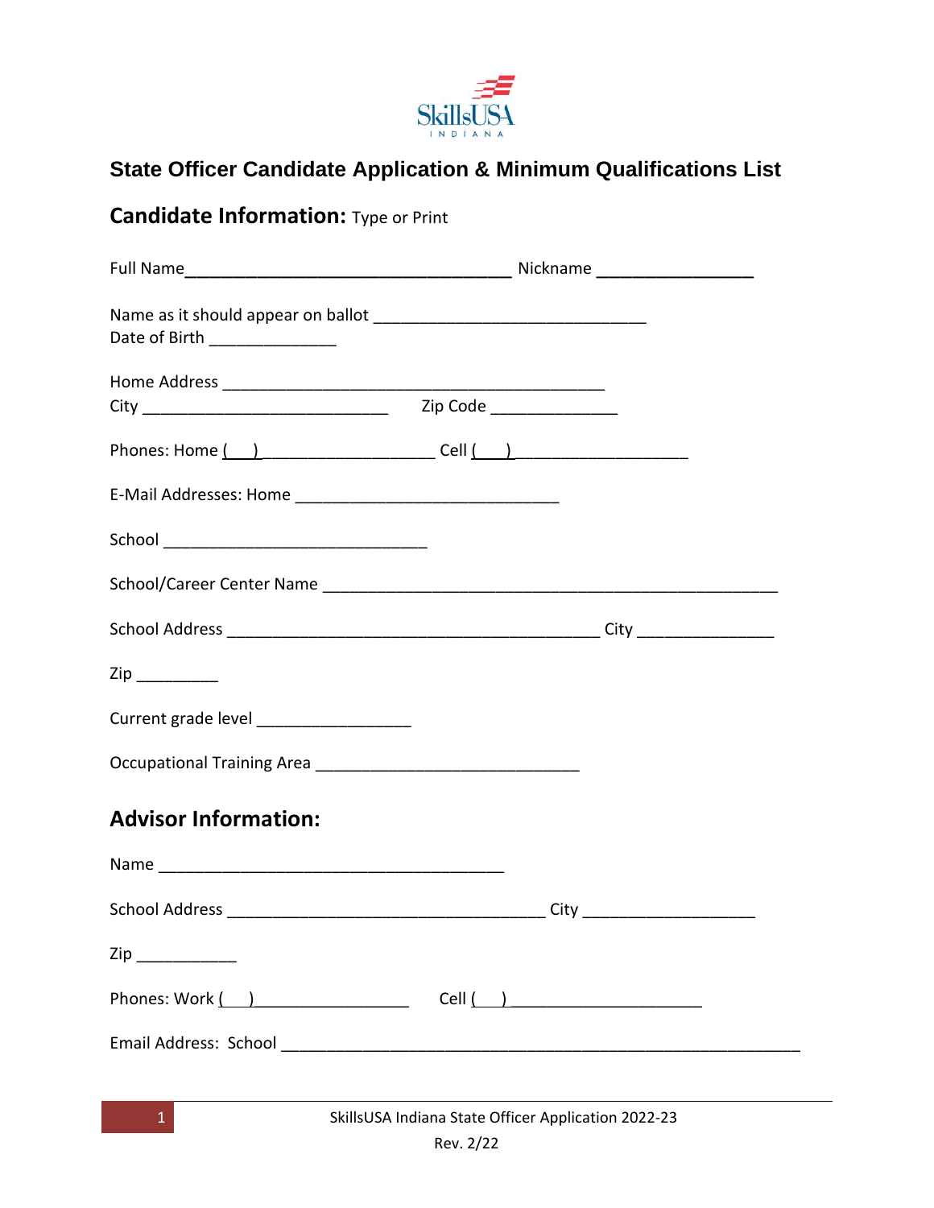SkillsUSA INDIANA

# State Officer Candidate Application & Minimum Qualifications List

## Candidate Information: Type or Print

Full Name___________________________________ Nickname _________________

Name as it should appear on ballot ______________________________
Date of Birth ______________

Home Address __________________________________________
City ___________________________ Zip Code ______________

Phones: Home (___)___________________ Cell (___)___________________

E-Mail Addresses: Home _____________________________

School _____________________________

School/Career Center Name __________________________________________________

School Address _________________________________________ City _______________

Zip _________

Current grade level _________________

Occupational Training Area _____________________________

## Advisor Information:

Name _______________________________________

School Address ___________________________________ City ___________________

Zip ___________

Phones: Work (___)_________________ Cell (___)_____________________

Email Address: School _______________________________________________________

SkillsUSA Indiana State Officer Application 2022-23
Rev. 2/22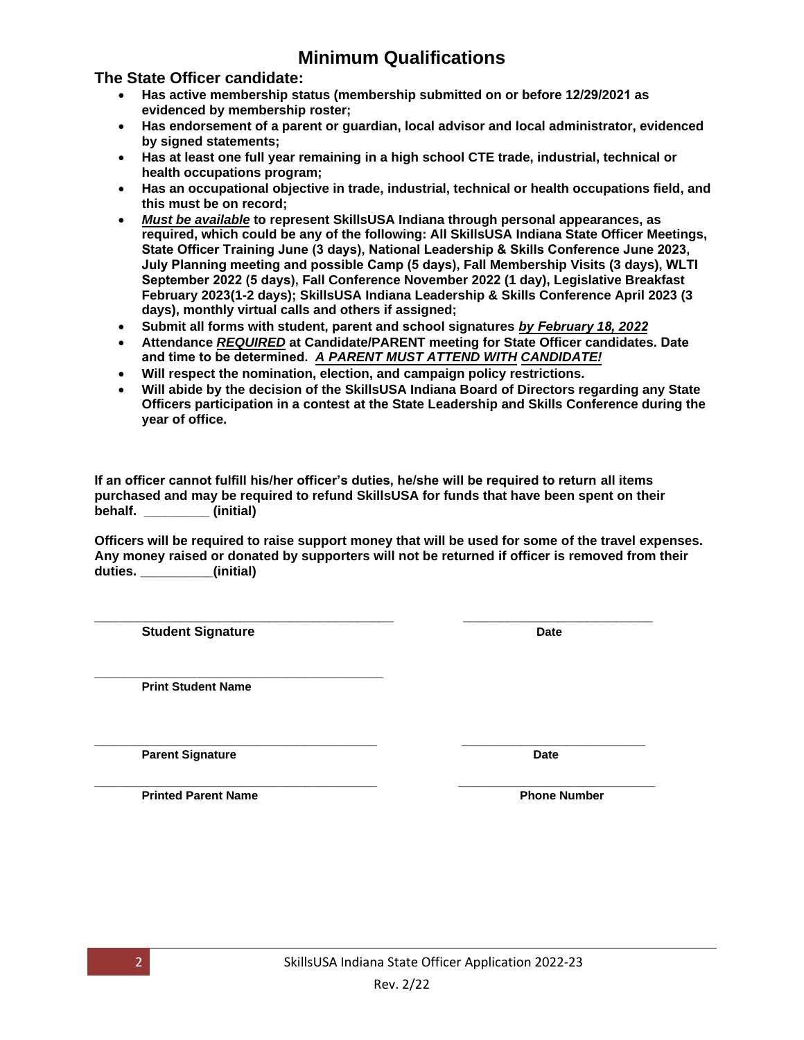# Minimum Qualifications

## The State Officer candidate:

- **Has active membership status (membership submitted on or before 12/29/2021 as evidenced by membership roster;**
- **Has endorsement of a parent or guardian, local advisor and local administrator, evidenced by signed statements;**
- **Has at least one full year remaining in a high school CTE trade, industrial, technical or health occupations program;**
- **Has an occupational objective in trade, industrial, technical or health occupations field, and this must be on record;**
- ***Must be available*** **to represent SkillsUSA Indiana through personal appearances, as required, which could be any of the following: All SkillsUSA Indiana State Officer Meetings, State Officer Training June (3 days), National Leadership & Skills Conference June 2023, July Planning meeting and possible Camp (5 days), Fall Membership Visits (3 days), WLTI September 2022 (5 days), Fall Conference November 2022 (1 day), Legislative Breakfast February 2023(1-2 days); SkillsUSA Indiana Leadership & Skills Conference April 2023 (3 days), monthly virtual calls and others if assigned;**
- **Submit all forms with student, parent and school signatures** ***by February 18, 2022***
- **Attendance** ***REQUIRED*** **at Candidate/PARENT meeting for State Officer candidates. Date and time to be determined.** ***A PARENT MUST ATTEND WITH CANDIDATE!***
- **Will respect the nomination, election, and campaign policy restrictions.**
- **Will abide by the decision of the SkillsUSA Indiana Board of Directors regarding any State Officers participation in a contest at the State Leadership and Skills Conference during the year of office.**

**If an officer cannot fulfill his/her officer's duties, he/she will be required to return all items purchased and may be required to refund SkillsUSA for funds that have been spent on their behalf. _________ (initial)**

**Officers will be required to raise support money that will be used for some of the travel expenses. Any money raised or donated by supporters will not be returned if officer is removed from their duties. __________(initial)**

_____________________________________________ _____________________________

**Student Signature** **Date**

_____________________________________________

**Print Student Name**

_____________________________________________ _____________________________

**Parent Signature** **Date**

_____________________________________________ _____________________________

**Printed Parent Name** **Phone Number**

SkillsUSA Indiana State Officer Application 2022-23

Rev. 2/22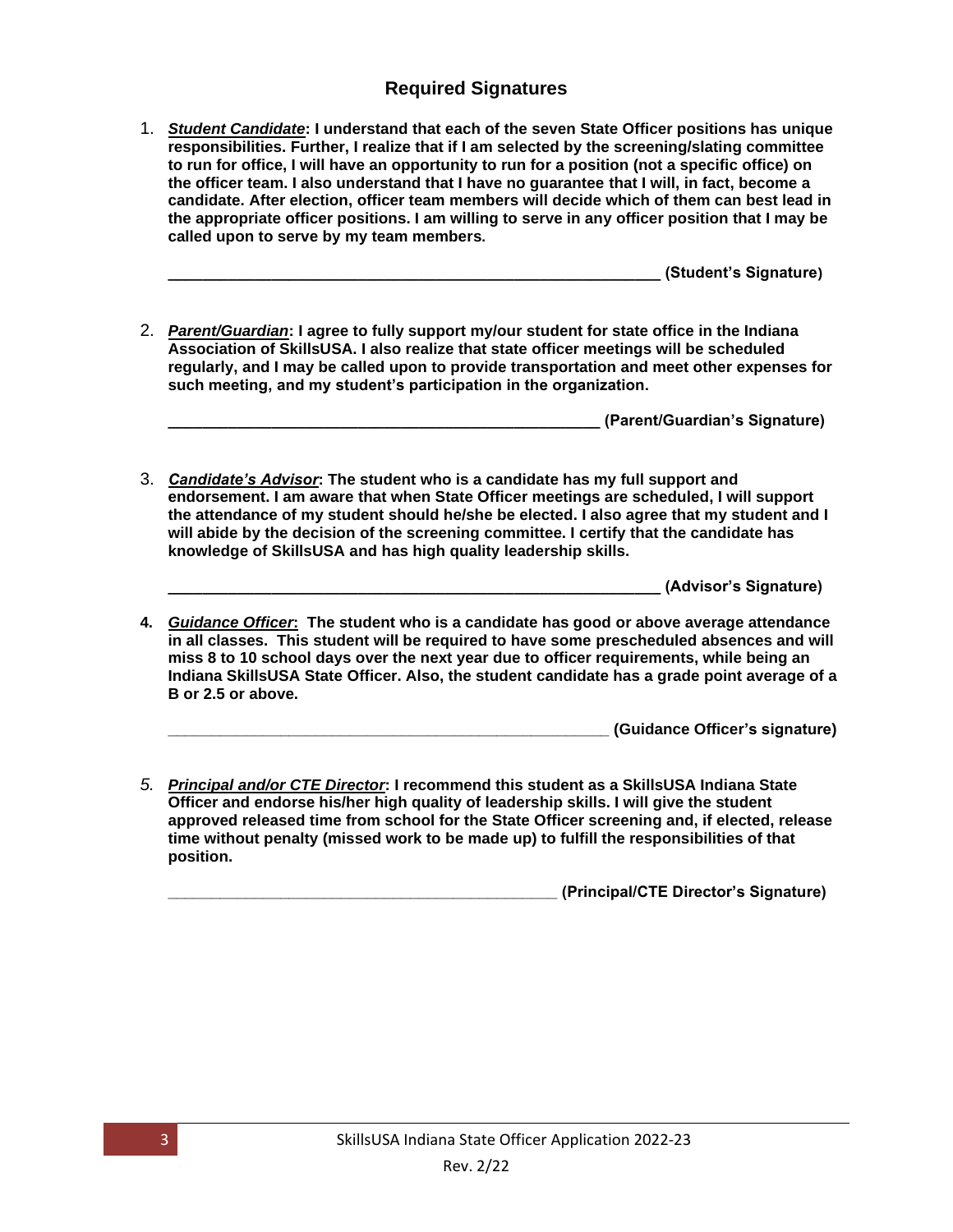## Required Signatures

1. ***Student Candidate*****: I understand that each of the seven State Officer positions has unique responsibilities. Further, I realize that if I am selected by the screening/slating committee to run for office, I will have an opportunity to run for a position (not a specific office) on the officer team. I also understand that I have no guarantee that I will, in fact, become a candidate. After election, officer team members will decide which of them can best lead in the appropriate officer positions. I am willing to serve in any officer position that I may be called upon to serve by my team members.**

   ____________________________________________________________ **(Student's Signature)**

2. ***Parent/Guardian*****: I agree to fully support my/our student for state office in the Indiana Association of SkillsUSA. I also realize that state officer meetings will be scheduled regularly, and I may be called upon to provide transportation and meet other expenses for such meeting, and my student's participation in the organization.**

   _____________________________________________________ **(Parent/Guardian's Signature)**

3. ***Candidate's Advisor*****: The student who is a candidate has my full support and endorsement. I am aware that when State Officer meetings are scheduled, I will support the attendance of my student should he/she be elected. I also agree that my student and I will abide by the decision of the screening committee. I certify that the candidate has knowledge of SkillsUSA and has high quality leadership skills.**

   ____________________________________________________________ **(Advisor's Signature)**

4. ***Guidance Officer*****: The student who is a candidate has good or above average attendance in all classes. This student will be required to have some prescheduled absences and will miss 8 to 10 school days over the next year due to officer requirements, while being an Indiana SkillsUSA State Officer. Also, the student candidate has a grade point average of a B or 2.5 or above.**

   _____________________________________________________ **(Guidance Officer's signature)**

5. ***Principal and/or CTE Director*****: I recommend this student as a SkillsUSA Indiana State Officer and endorse his/her high quality of leadership skills. I will give the student approved released time from school for the State Officer screening and, if elected, release time without penalty (missed work to be made up) to fulfill the responsibilities of that position.**

   ________________________________________________ **(Principal/CTE Director's Signature)**

SkillsUSA Indiana State Officer Application 2022-23

Rev. 2/22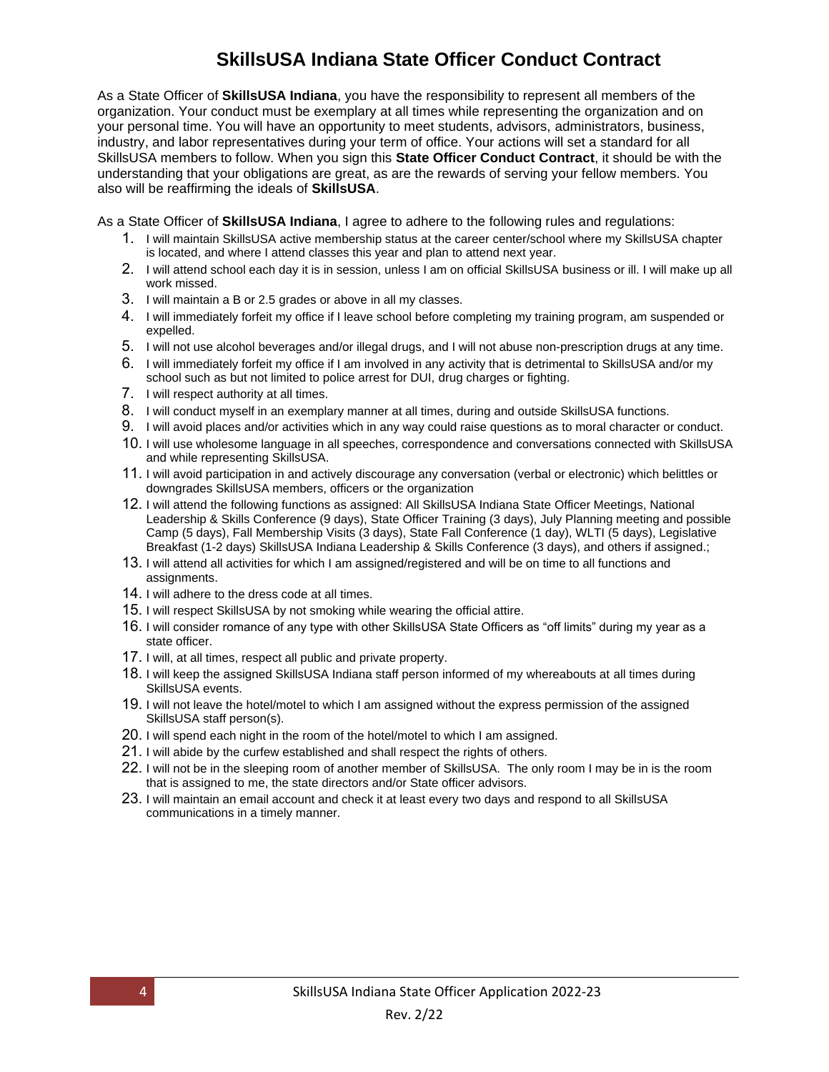# SkillsUSA Indiana State Officer Conduct Contract

As a State Officer of **SkillsUSA Indiana**, you have the responsibility to represent all members of the organization. Your conduct must be exemplary at all times while representing the organization and on your personal time. You will have an opportunity to meet students, advisors, administrators, business, industry, and labor representatives during your term of office. Your actions will set a standard for all SkillsUSA members to follow. When you sign this **State Officer Conduct Contract**, it should be with the understanding that your obligations are great, as are the rewards of serving your fellow members. You also will be reaffirming the ideals of **SkillsUSA**.

As a State Officer of **SkillsUSA Indiana**, I agree to adhere to the following rules and regulations:

1. I will maintain SkillsUSA active membership status at the career center/school where my SkillsUSA chapter is located, and where I attend classes this year and plan to attend next year.
2. I will attend school each day it is in session, unless I am on official SkillsUSA business or ill. I will make up all work missed.
3. I will maintain a B or 2.5 grades or above in all my classes.
4. I will immediately forfeit my office if I leave school before completing my training program, am suspended or expelled.
5. I will not use alcohol beverages and/or illegal drugs, and I will not abuse non-prescription drugs at any time.
6. I will immediately forfeit my office if I am involved in any activity that is detrimental to SkillsUSA and/or my school such as but not limited to police arrest for DUI, drug charges or fighting.
7. I will respect authority at all times.
8. I will conduct myself in an exemplary manner at all times, during and outside SkillsUSA functions.
9. I will avoid places and/or activities which in any way could raise questions as to moral character or conduct.
10. I will use wholesome language in all speeches, correspondence and conversations connected with SkillsUSA and while representing SkillsUSA.
11. I will avoid participation in and actively discourage any conversation (verbal or electronic) which belittles or downgrades SkillsUSA members, officers or the organization
12. I will attend the following functions as assigned: All SkillsUSA Indiana State Officer Meetings, National Leadership & Skills Conference (9 days), State Officer Training (3 days), July Planning meeting and possible Camp (5 days), Fall Membership Visits (3 days), State Fall Conference (1 day), WLTI (5 days), Legislative Breakfast (1-2 days) SkillsUSA Indiana Leadership & Skills Conference (3 days), and others if assigned.;
13. I will attend all activities for which I am assigned/registered and will be on time to all functions and assignments.
14. I will adhere to the dress code at all times.
15. I will respect SkillsUSA by not smoking while wearing the official attire.
16. I will consider romance of any type with other SkillsUSA State Officers as "off limits" during my year as a state officer.
17. I will, at all times, respect all public and private property.
18. I will keep the assigned SkillsUSA Indiana staff person informed of my whereabouts at all times during SkillsUSA events.
19. I will not leave the hotel/motel to which I am assigned without the express permission of the assigned SkillsUSA staff person(s).
20. I will spend each night in the room of the hotel/motel to which I am assigned.
21. I will abide by the curfew established and shall respect the rights of others.
22. I will not be in the sleeping room of another member of SkillsUSA. The only room I may be in is the room that is assigned to me, the state directors and/or State officer advisors.
23. I will maintain an email account and check it at least every two days and respond to all SkillsUSA communications in a timely manner.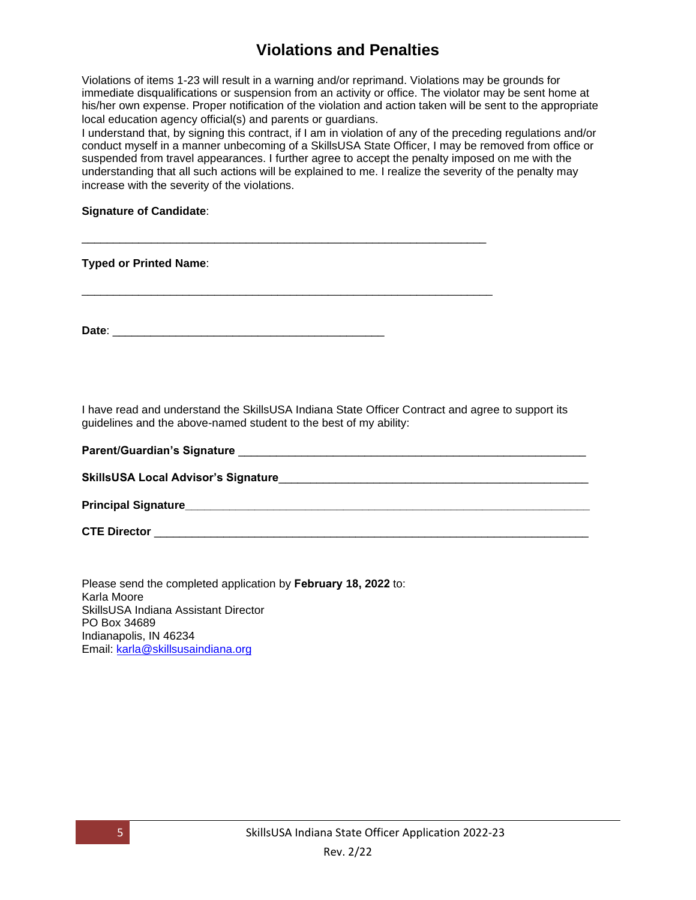# Violations and Penalties

Violations of items 1-23 will result in a warning and/or reprimand. Violations may be grounds for immediate disqualifications or suspension from an activity or office. The violator may be sent home at his/her own expense. Proper notification of the violation and action taken will be sent to the appropriate local education agency official(s) and parents or guardians.

I understand that, by signing this contract, if I am in violation of any of the preceding regulations and/or conduct myself in a manner unbecoming of a SkillsUSA State Officer, I may be removed from office or suspended from travel appearances. I further agree to accept the penalty imposed on me with the understanding that all such actions will be explained to me. I realize the severity of the penalty may increase with the severity of the violations.

**Signature of Candidate**:

_______________________________________________________________

**Typed or Printed Name**:

________________________________________________________________

**Date**: __________________________________________

I have read and understand the SkillsUSA Indiana State Officer Contract and agree to support its guidelines and the above-named student to the best of my ability:

**Parent/Guardian's Signature** ______________________________________________________

**SkillsUSA Local Advisor's Signature**________________________________________________

**Principal Signature**_____________________________________________________________

**CTE Director** __________________________________________________________________

Please send the completed application by **February 18, 2022** to:
Karla Moore
SkillsUSA Indiana Assistant Director
PO Box 34689
Indianapolis, IN 46234
Email: karla@skillsusaindiana.org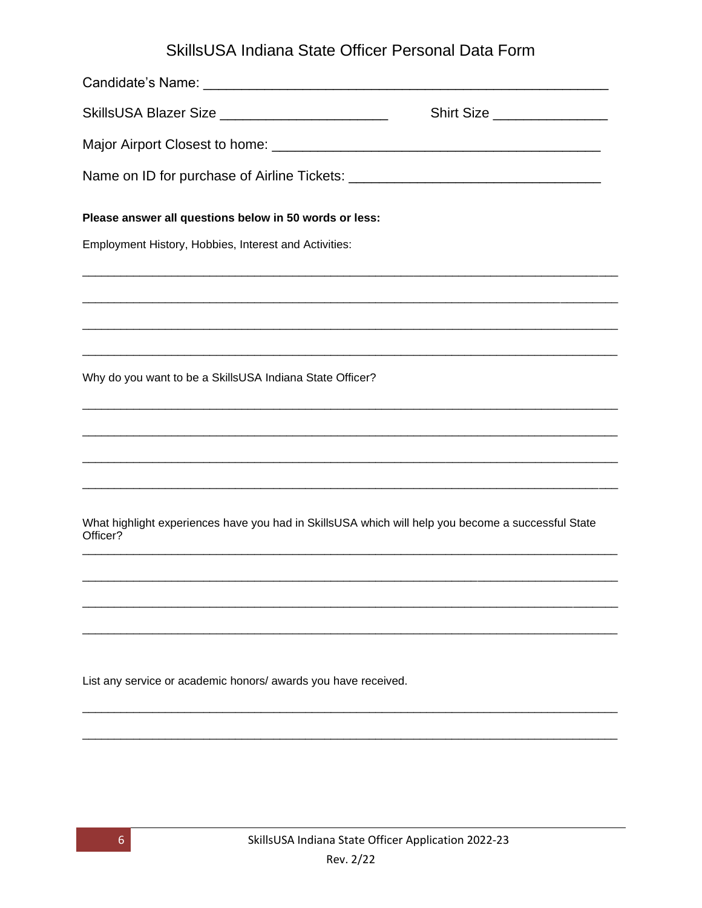# SkillsUSA Indiana State Officer Personal Data Form

Candidate's Name: ____________________________________________________

SkillsUSA Blazer Size ______________________ Shirt Size _______________

Major Airport Closest to home: ________________________________________

Name on ID for purchase of Airline Tickets: _______________________________

**Please answer all questions below in 50 words or less:**

Employment History, Hobbies, Interest and Activities:

________________________________________________________________________________

________________________________________________________________________________

________________________________________________________________________________

________________________________________________________________________________

Why do you want to be a SkillsUSA Indiana State Officer?

________________________________________________________________________________

________________________________________________________________________________

________________________________________________________________________________

________________________________________________________________________________

What highlight experiences have you had in SkillsUSA which will help you become a successful State Officer?

________________________________________________________________________________

________________________________________________________________________________

________________________________________________________________________________

________________________________________________________________________________

List any service or academic honors/ awards you have received.

________________________________________________________________________________

________________________________________________________________________________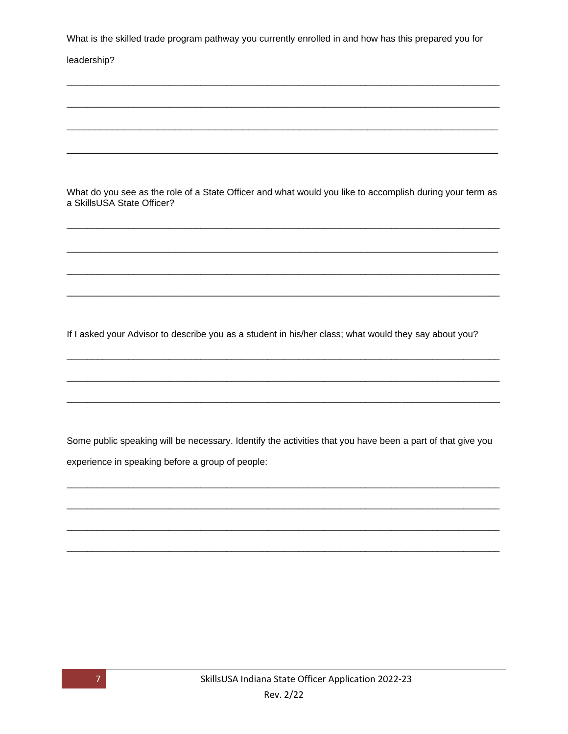What is the skilled trade program pathway you currently enrolled in and how has this prepared you for leadership?

________________________________________________________________________________

________________________________________________________________________________

________________________________________________________________________________

________________________________________________________________________________

What do you see as the role of a State Officer and what would you like to accomplish during your term as a SkillsUSA State Officer?

________________________________________________________________________________

________________________________________________________________________________

________________________________________________________________________________

________________________________________________________________________________

If I asked your Advisor to describe you as a student in his/her class; what would they say about you?

________________________________________________________________________________

________________________________________________________________________________

________________________________________________________________________________

Some public speaking will be necessary. Identify the activities that you have been a part of that give you experience in speaking before a group of people:

________________________________________________________________________________

________________________________________________________________________________

________________________________________________________________________________

________________________________________________________________________________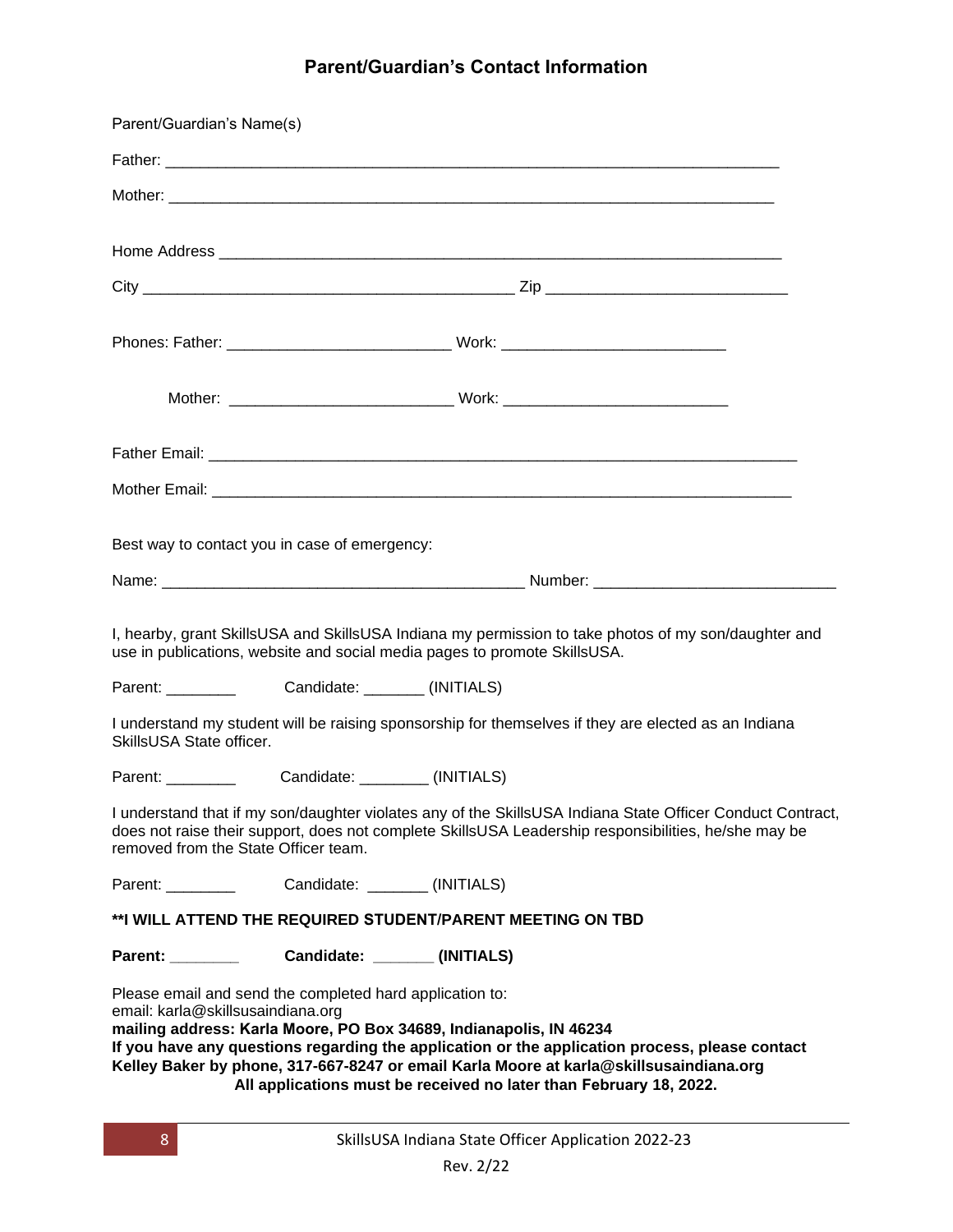## Parent/Guardian's Contact Information

Parent/Guardian's Name(s)

Father: ___________________________________________________________________________

Mother: __________________________________________________________________________

Home Address ______________________________________________________________________

City _________________________________________ Zip ___________________________

Phones: Father: _________________________ Work: _________________________

Mother: _________________________ Work: _________________________

Father Email: _______________________________________________________________________

Mother Email: ______________________________________________________________________

Best way to contact you in case of emergency:

Name: _________________________________________ Number: ___________________________

I, hearby, grant SkillsUSA and SkillsUSA Indiana my permission to take photos of my son/daughter and use in publications, website and social media pages to promote SkillsUSA.

Parent: ________ Candidate: _______ (INITIALS)

I understand my student will be raising sponsorship for themselves if they are elected as an Indiana SkillsUSA State officer.

Parent: ________ Candidate: ________ (INITIALS)

I understand that if my son/daughter violates any of the SkillsUSA Indiana State Officer Conduct Contract, does not raise their support, does not complete SkillsUSA Leadership responsibilities, he/she may be removed from the State Officer team.

Parent: ________ Candidate: _______ (INITIALS)

**\*\*I WILL ATTEND THE REQUIRED STUDENT/PARENT MEETING ON TBD**

**Parent: ________ Candidate: _______ (INITIALS)**

Please email and send the completed hard application to:
email: karla@skillsusaindiana.org
**mailing address: Karla Moore, PO Box 34689, Indianapolis, IN 46234**
**If you have any questions regarding the application or the application process, please contact Kelley Baker by phone, 317-667-8247 or email Karla Moore at karla@skillsusaindiana.org**
**All applications must be received no later than February 18, 2022.**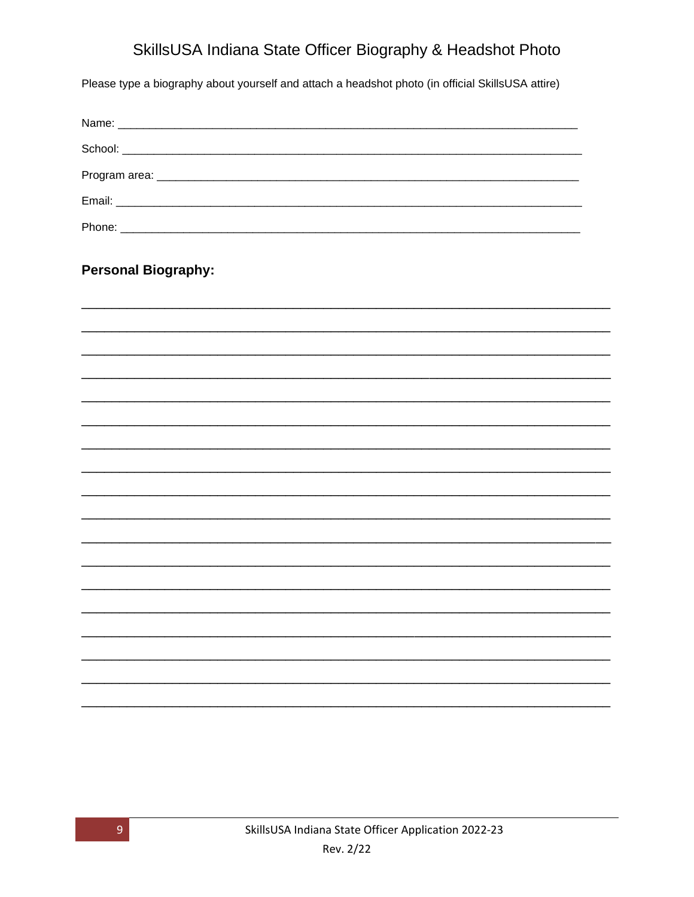# SkillsUSA Indiana State Officer Biography & Headshot Photo

Please type a biography about yourself and attach a headshot photo (in official SkillsUSA attire)

Name: ___________________________________________________________________________

School: __________________________________________________________________________

Program area: _____________________________________________________________________

Email: ___________________________________________________________________________

Phone: ___________________________________________________________________________

**Personal Biography:**

_____________________________________________________________________________

_____________________________________________________________________________

_____________________________________________________________________________

_____________________________________________________________________________

_____________________________________________________________________________

_____________________________________________________________________________

_____________________________________________________________________________

_____________________________________________________________________________

_____________________________________________________________________________

_____________________________________________________________________________

_____________________________________________________________________________

_____________________________________________________________________________

_____________________________________________________________________________

_____________________________________________________________________________

_____________________________________________________________________________

_____________________________________________________________________________

_____________________________________________________________________________

_____________________________________________________________________________